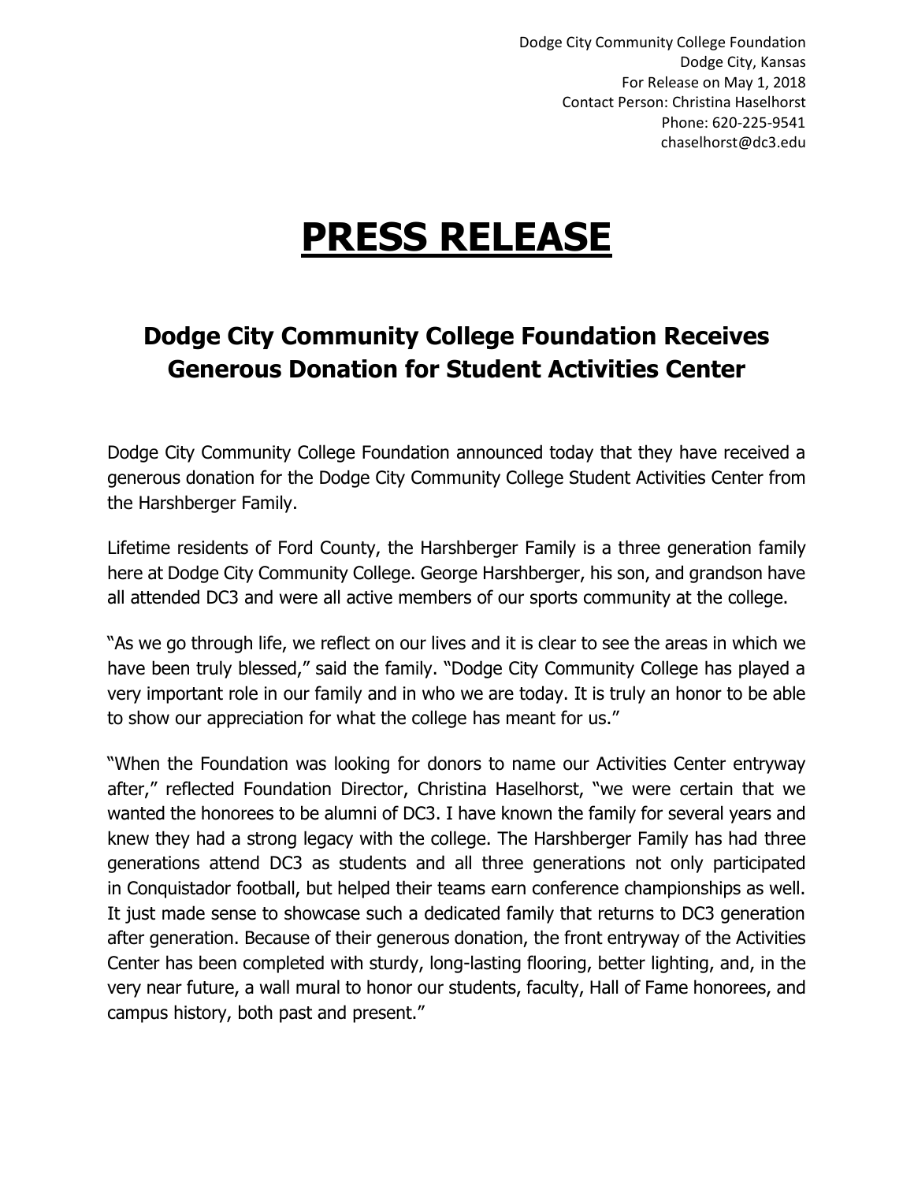Dodge City Community College Foundation
Dodge City, Kansas
For Release on May 1, 2018
Contact Person: Christina Haselhorst
Phone: 620-225-9541
chaselhorst@dc3.edu

# PRESS RELEASE

## Dodge City Community College Foundation Receives Generous Donation for Student Activities Center

Dodge City Community College Foundation announced today that they have received a generous donation for the Dodge City Community College Student Activities Center from the Harshberger Family.

Lifetime residents of Ford County, the Harshberger Family is a three generation family here at Dodge City Community College. George Harshberger, his son, and grandson have all attended DC3 and were all active members of our sports community at the college.

"As we go through life, we reflect on our lives and it is clear to see the areas in which we have been truly blessed," said the family. "Dodge City Community College has played a very important role in our family and in who we are today. It is truly an honor to be able to show our appreciation for what the college has meant for us."

"When the Foundation was looking for donors to name our Activities Center entryway after," reflected Foundation Director, Christina Haselhorst, "we were certain that we wanted the honorees to be alumni of DC3. I have known the family for several years and knew they had a strong legacy with the college. The Harshberger Family has had three generations attend DC3 as students and all three generations not only participated in Conquistador football, but helped their teams earn conference championships as well. It just made sense to showcase such a dedicated family that returns to DC3 generation after generation. Because of their generous donation, the front entryway of the Activities Center has been completed with sturdy, long-lasting flooring, better lighting, and, in the very near future, a wall mural to honor our students, faculty, Hall of Fame honorees, and campus history, both past and present."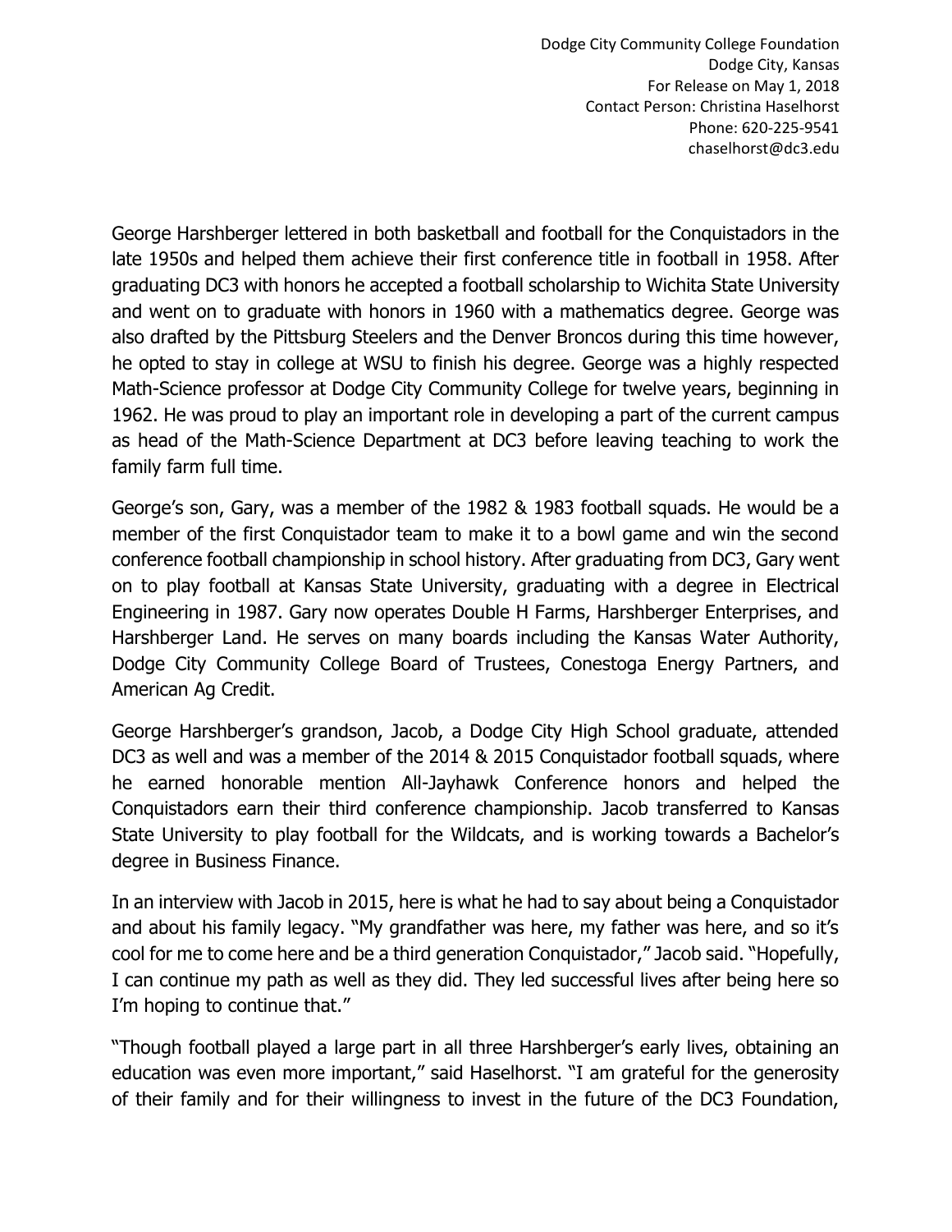George Harshberger lettered in both basketball and football for the Conquistadors in the late 1950s and helped them achieve their first conference title in football in 1958. After graduating DC3 with honors he accepted a football scholarship to Wichita State University and went on to graduate with honors in 1960 with a mathematics degree. George was also drafted by the Pittsburg Steelers and the Denver Broncos during this time however, he opted to stay in college at WSU to finish his degree. George was a highly respected Math-Science professor at Dodge City Community College for twelve years, beginning in 1962. He was proud to play an important role in developing a part of the current campus as head of the Math-Science Department at DC3 before leaving teaching to work the family farm full time.

George's son, Gary, was a member of the 1982 & 1983 football squads. He would be a member of the first Conquistador team to make it to a bowl game and win the second conference football championship in school history. After graduating from DC3, Gary went on to play football at Kansas State University, graduating with a degree in Electrical Engineering in 1987. Gary now operates Double H Farms, Harshberger Enterprises, and Harshberger Land. He serves on many boards including the Kansas Water Authority, Dodge City Community College Board of Trustees, Conestoga Energy Partners, and American Ag Credit.

George Harshberger's grandson, Jacob, a Dodge City High School graduate, attended DC3 as well and was a member of the 2014 & 2015 Conquistador football squads, where he earned honorable mention All-Jayhawk Conference honors and helped the Conquistadors earn their third conference championship. Jacob transferred to Kansas State University to play football for the Wildcats, and is working towards a Bachelor's degree in Business Finance.

In an interview with Jacob in 2015, here is what he had to say about being a Conquistador and about his family legacy. "My grandfather was here, my father was here, and so it's cool for me to come here and be a third generation Conquistador," Jacob said. "Hopefully, I can continue my path as well as they did. They led successful lives after being here so I'm hoping to continue that."

"Though football played a large part in all three Harshberger's early lives, obtaining an education was even more important," said Haselhorst. "I am grateful for the generosity of their family and for their willingness to invest in the future of the DC3 Foundation,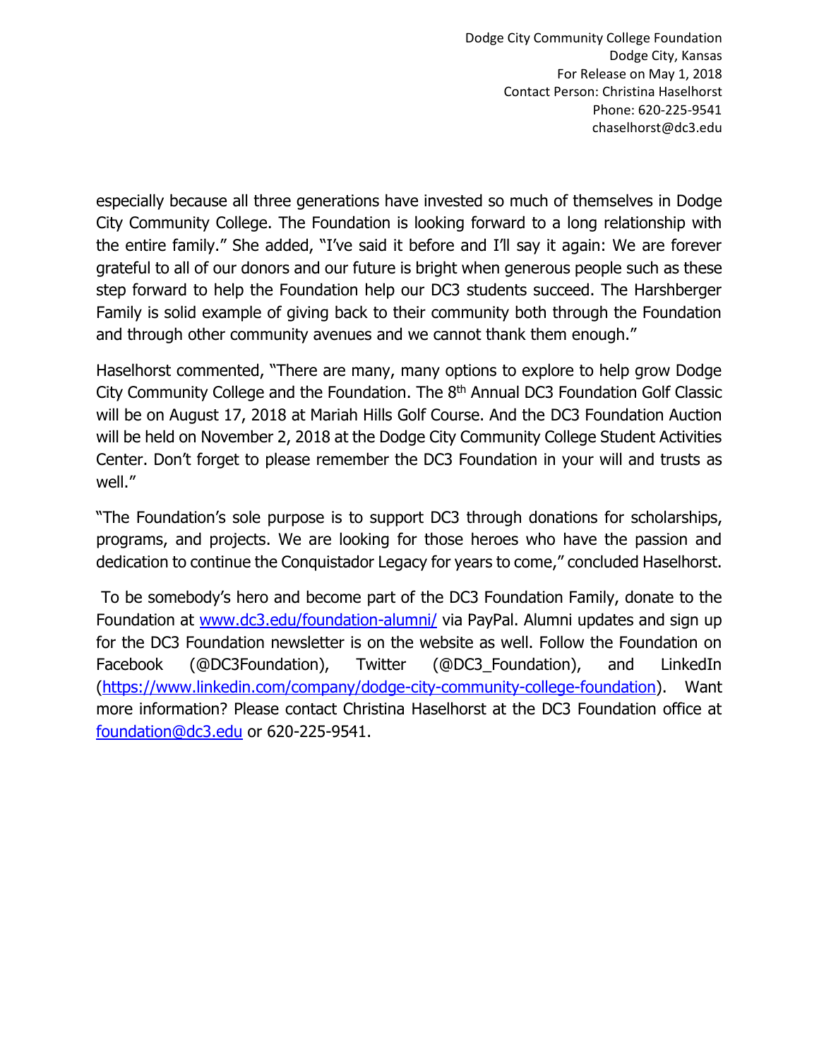Dodge City Community College Foundation
Dodge City, Kansas
For Release on May 1, 2018
Contact Person: Christina Haselhorst
Phone: 620-225-9541
chaselhorst@dc3.edu

especially because all three generations have invested so much of themselves in Dodge City Community College. The Foundation is looking forward to a long relationship with the entire family." She added, "I've said it before and I'll say it again: We are forever grateful to all of our donors and our future is bright when generous people such as these step forward to help the Foundation help our DC3 students succeed. The Harshberger Family is solid example of giving back to their community both through the Foundation and through other community avenues and we cannot thank them enough."

Haselhorst commented, "There are many, many options to explore to help grow Dodge City Community College and the Foundation. The 8th Annual DC3 Foundation Golf Classic will be on August 17, 2018 at Mariah Hills Golf Course. And the DC3 Foundation Auction will be held on November 2, 2018 at the Dodge City Community College Student Activities Center. Don't forget to please remember the DC3 Foundation in your will and trusts as well."

"The Foundation's sole purpose is to support DC3 through donations for scholarships, programs, and projects. We are looking for those heroes who have the passion and dedication to continue the Conquistador Legacy for years to come," concluded Haselhorst.

To be somebody's hero and become part of the DC3 Foundation Family, donate to the Foundation at [www.dc3.edu/foundation-alumni/](www.dc3.edu/foundation-alumni/) via PayPal. Alumni updates and sign up for the DC3 Foundation newsletter is on the website as well. Follow the Foundation on Facebook (@DC3Foundation), Twitter (@DC3_Foundation), and LinkedIn ([https://www.linkedin.com/company/dodge-city-community-college-foundation](https://www.linkedin.com/company/dodge-city-community-college-foundation)). Want more information? Please contact Christina Haselhorst at the DC3 Foundation office at [foundation@dc3.edu](mailto:foundation@dc3.edu) or 620-225-9541.